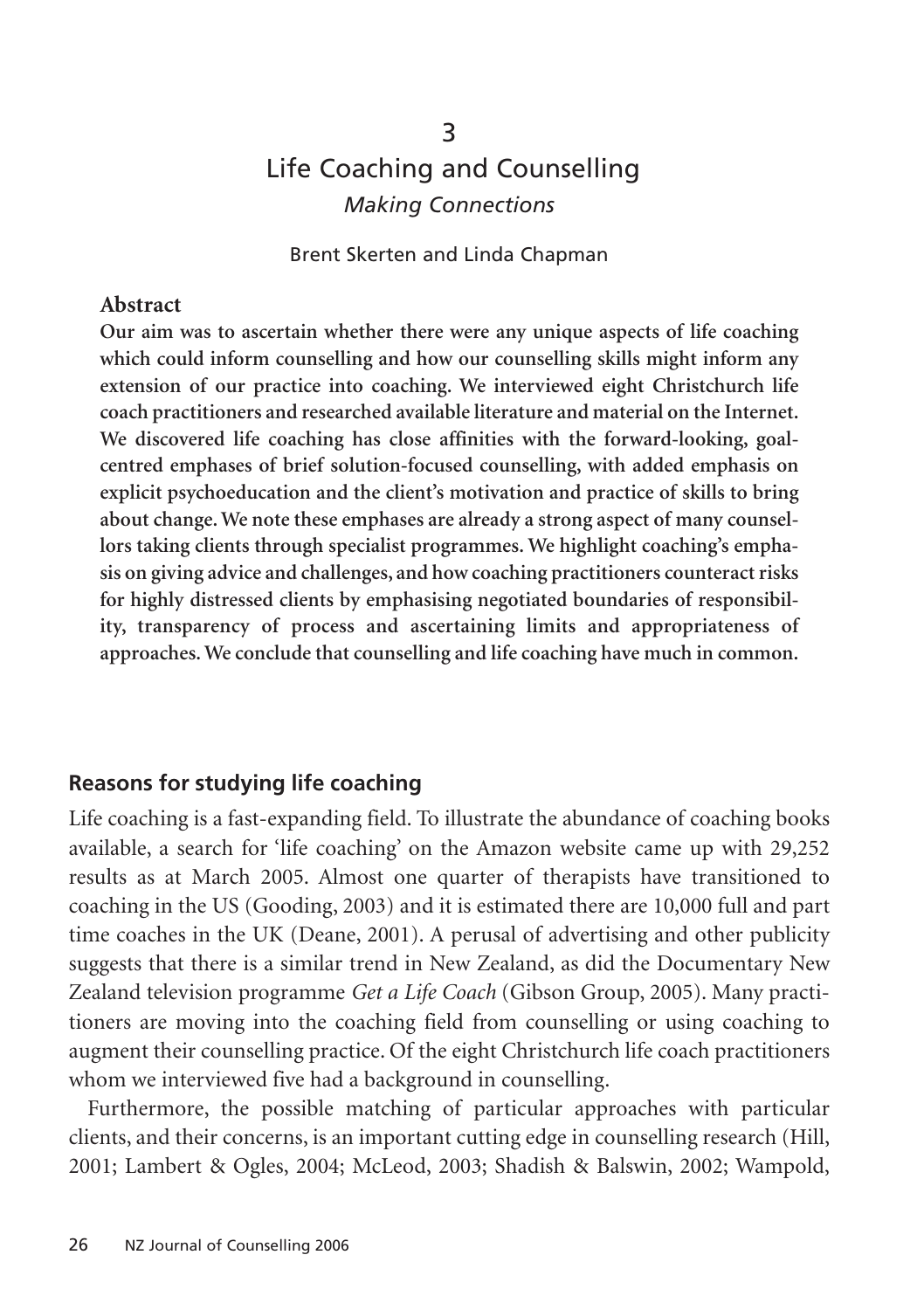# 3

# Life Coaching and Counselling

*Making Connections*

Brent Skerten and Linda Chapman

## Abstract

**Our aim was to ascertain whether there were any unique aspects of life coaching which could inform counselling and how our counselling skills might inform any extension of our practice into coaching. We interviewed eight Christchurch life coach practitioners and researched available literature and material on the Internet. We discovered life coaching has close affinities with the forward-looking, goal-centred emphases of brief solution-focused counselling, with added emphasis on explicit psychoeducation and the client's motivation and practice of skills to bring about change. We note these emphases are already a strong aspect of many counsellors taking clients through specialist programmes. We highlight coaching's emphasis on giving advice and challenges, and how coaching practitioners counteract risks for highly distressed clients by emphasising negotiated boundaries of responsibility, transparency of process and ascertaining limits and appropriateness of approaches. We conclude that counselling and life coaching have much in common.**

## Reasons for studying life coaching

Life coaching is a fast-expanding field. To illustrate the abundance of coaching books available, a search for 'life coaching' on the Amazon website came up with 29,252 results as at March 2005. Almost one quarter of therapists have transitioned to coaching in the US (Gooding, 2003) and it is estimated there are 10,000 full and part time coaches in the UK (Deane, 2001). A perusal of advertising and other publicity suggests that there is a similar trend in New Zealand, as did the Documentary New Zealand television programme *Get a Life Coach* (Gibson Group, 2005). Many practitioners are moving into the coaching field from counselling or using coaching to augment their counselling practice. Of the eight Christchurch life coach practitioners whom we interviewed five had a background in counselling.

Furthermore, the possible matching of particular approaches with particular clients, and their concerns, is an important cutting edge in counselling research (Hill, 2001; Lambert & Ogles, 2004; McLeod, 2003; Shadish & Balswin, 2002; Wampold,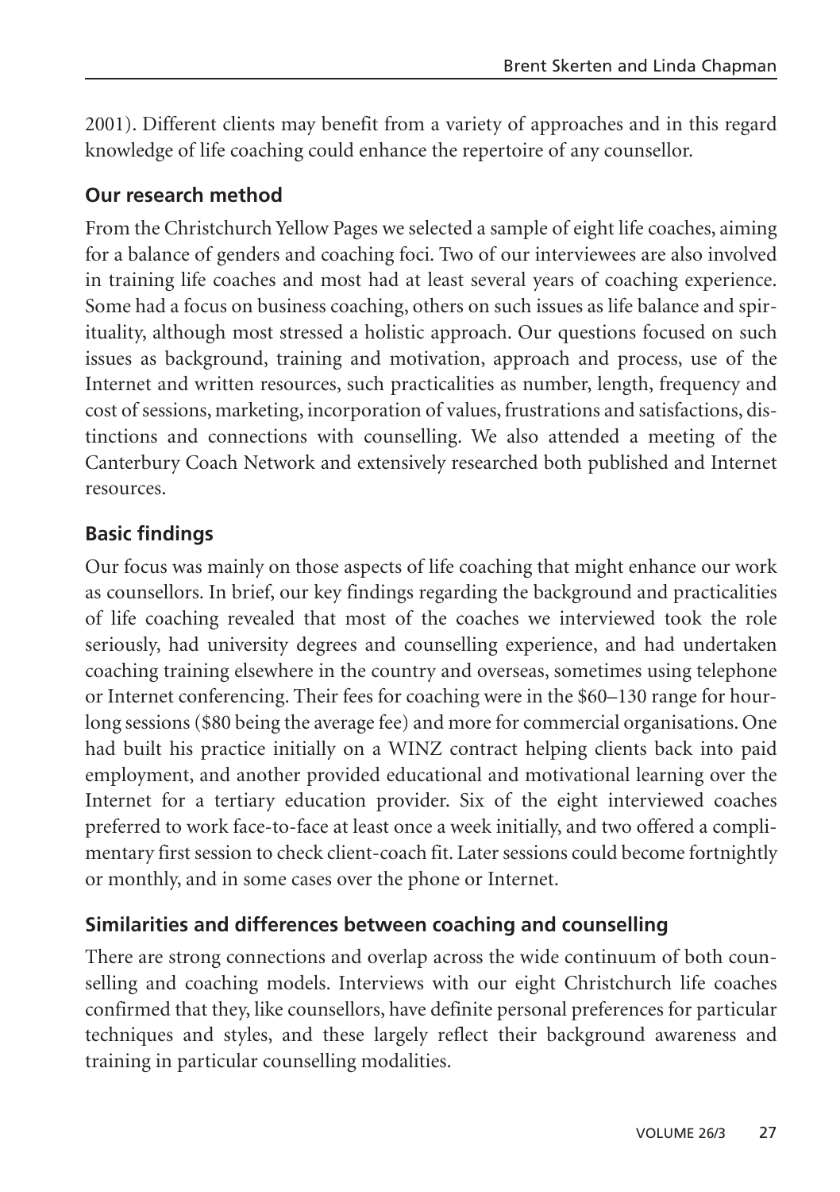2001). Different clients may benefit from a variety of approaches and in this regard knowledge of life coaching could enhance the repertoire of any counsellor.

## Our research method

From the Christchurch Yellow Pages we selected a sample of eight life coaches, aiming for a balance of genders and coaching foci. Two of our interviewees are also involved in training life coaches and most had at least several years of coaching experience. Some had a focus on business coaching, others on such issues as life balance and spirituality, although most stressed a holistic approach. Our questions focused on such issues as background, training and motivation, approach and process, use of the Internet and written resources, such practicalities as number, length, frequency and cost of sessions, marketing, incorporation of values, frustrations and satisfactions, distinctions and connections with counselling. We also attended a meeting of the Canterbury Coach Network and extensively researched both published and Internet resources.

## Basic findings

Our focus was mainly on those aspects of life coaching that might enhance our work as counsellors. In brief, our key findings regarding the background and practicalities of life coaching revealed that most of the coaches we interviewed took the role seriously, had university degrees and counselling experience, and had undertaken coaching training elsewhere in the country and overseas, sometimes using telephone or Internet conferencing. Their fees for coaching were in the $60–130 range for hour-long sessions ($80 being the average fee) and more for commercial organisations. One had built his practice initially on a WINZ contract helping clients back into paid employment, and another provided educational and motivational learning over the Internet for a tertiary education provider. Six of the eight interviewed coaches preferred to work face-to-face at least once a week initially, and two offered a complimentary first session to check client-coach fit. Later sessions could become fortnightly or monthly, and in some cases over the phone or Internet.

## Similarities and differences between coaching and counselling

There are strong connections and overlap across the wide continuum of both counselling and coaching models. Interviews with our eight Christchurch life coaches confirmed that they, like counsellors, have definite personal preferences for particular techniques and styles, and these largely reflect their background awareness and training in particular counselling modalities.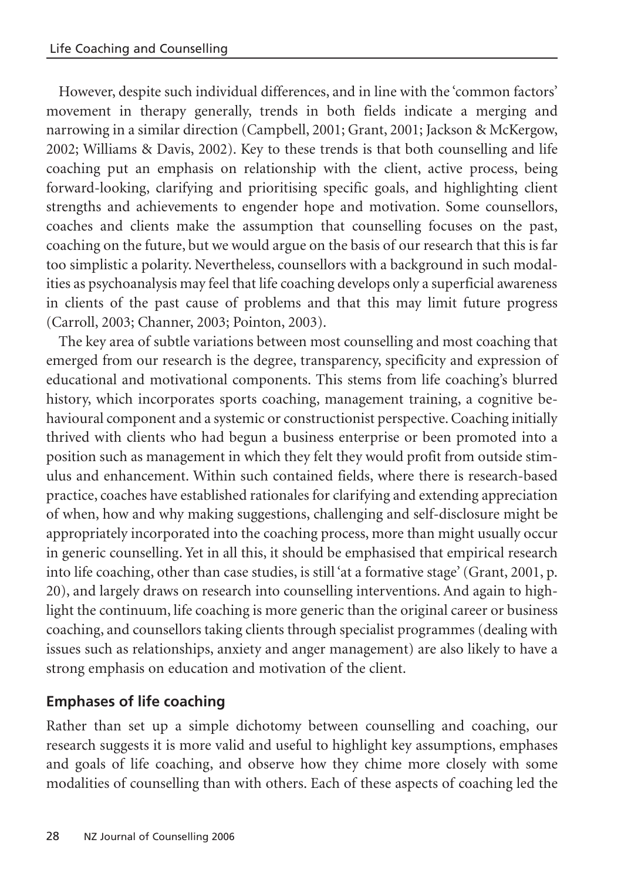However, despite such individual differences, and in line with the 'common factors' movement in therapy generally, trends in both fields indicate a merging and narrowing in a similar direction (Campbell, 2001; Grant, 2001; Jackson & McKergow, 2002; Williams & Davis, 2002). Key to these trends is that both counselling and life coaching put an emphasis on relationship with the client, active process, being forward-looking, clarifying and prioritising specific goals, and highlighting client strengths and achievements to engender hope and motivation. Some counsellors, coaches and clients make the assumption that counselling focuses on the past, coaching on the future, but we would argue on the basis of our research that this is far too simplistic a polarity. Nevertheless, counsellors with a background in such modalities as psychoanalysis may feel that life coaching develops only a superficial awareness in clients of the past cause of problems and that this may limit future progress (Carroll, 2003; Channer, 2003; Pointon, 2003).

The key area of subtle variations between most counselling and most coaching that emerged from our research is the degree, transparency, specificity and expression of educational and motivational components. This stems from life coaching's blurred history, which incorporates sports coaching, management training, a cognitive behavioural component and a systemic or constructionist perspective. Coaching initially thrived with clients who had begun a business enterprise or been promoted into a position such as management in which they felt they would profit from outside stimulus and enhancement. Within such contained fields, where there is research-based practice, coaches have established rationales for clarifying and extending appreciation of when, how and why making suggestions, challenging and self-disclosure might be appropriately incorporated into the coaching process, more than might usually occur in generic counselling. Yet in all this, it should be emphasised that empirical research into life coaching, other than case studies, is still 'at a formative stage' (Grant, 2001, p. 20), and largely draws on research into counselling interventions. And again to highlight the continuum, life coaching is more generic than the original career or business coaching, and counsellors taking clients through specialist programmes (dealing with issues such as relationships, anxiety and anger management) are also likely to have a strong emphasis on education and motivation of the client.

## Emphases of life coaching

Rather than set up a simple dichotomy between counselling and coaching, our research suggests it is more valid and useful to highlight key assumptions, emphases and goals of life coaching, and observe how they chime more closely with some modalities of counselling than with others. Each of these aspects of coaching led the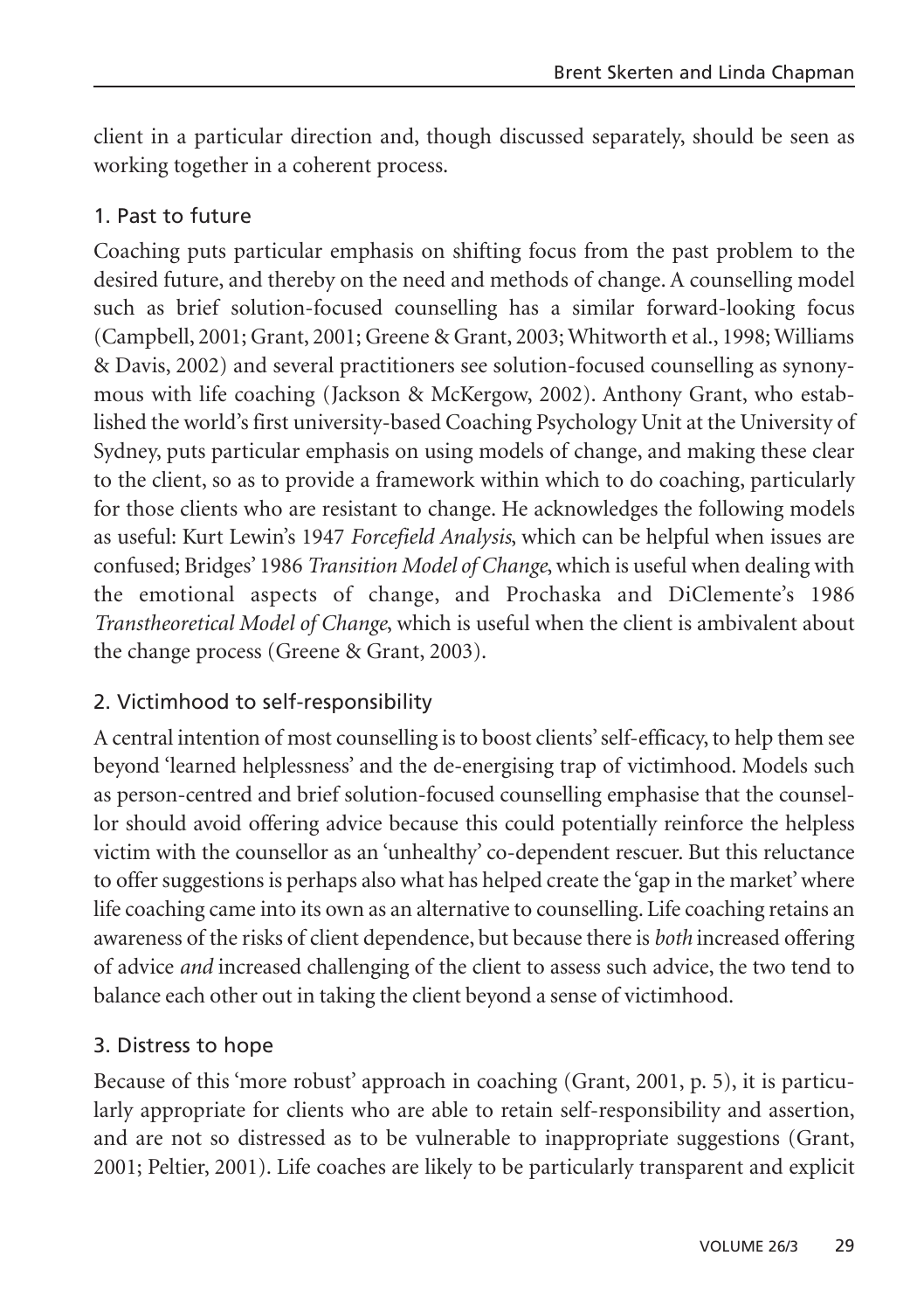client in a particular direction and, though discussed separately, should be seen as working together in a coherent process.

### 1. Past to future

Coaching puts particular emphasis on shifting focus from the past problem to the desired future, and thereby on the need and methods of change. A counselling model such as brief solution-focused counselling has a similar forward-looking focus (Campbell, 2001; Grant, 2001; Greene & Grant, 2003; Whitworth et al., 1998; Williams & Davis, 2002) and several practitioners see solution-focused counselling as synonymous with life coaching (Jackson & McKergow, 2002). Anthony Grant, who established the world's first university-based Coaching Psychology Unit at the University of Sydney, puts particular emphasis on using models of change, and making these clear to the client, so as to provide a framework within which to do coaching, particularly for those clients who are resistant to change. He acknowledges the following models as useful: Kurt Lewin's 1947 *Forcefield Analysis*, which can be helpful when issues are confused; Bridges' 1986 *Transition Model of Change*, which is useful when dealing with the emotional aspects of change, and Prochaska and DiClemente's 1986 *Transtheoretical Model of Change*, which is useful when the client is ambivalent about the change process (Greene & Grant, 2003).

### 2. Victimhood to self-responsibility

A central intention of most counselling is to boost clients' self-efficacy, to help them see beyond 'learned helplessness' and the de-energising trap of victimhood. Models such as person-centred and brief solution-focused counselling emphasise that the counsellor should avoid offering advice because this could potentially reinforce the helpless victim with the counsellor as an 'unhealthy' co-dependent rescuer. But this reluctance to offer suggestions is perhaps also what has helped create the 'gap in the market' where life coaching came into its own as an alternative to counselling. Life coaching retains an awareness of the risks of client dependence, but because there is *both* increased offering of advice *and* increased challenging of the client to assess such advice, the two tend to balance each other out in taking the client beyond a sense of victimhood.

### 3. Distress to hope

Because of this 'more robust' approach in coaching (Grant, 2001, p. 5), it is particularly appropriate for clients who are able to retain self-responsibility and assertion, and are not so distressed as to be vulnerable to inappropriate suggestions (Grant, 2001; Peltier, 2001). Life coaches are likely to be particularly transparent and explicit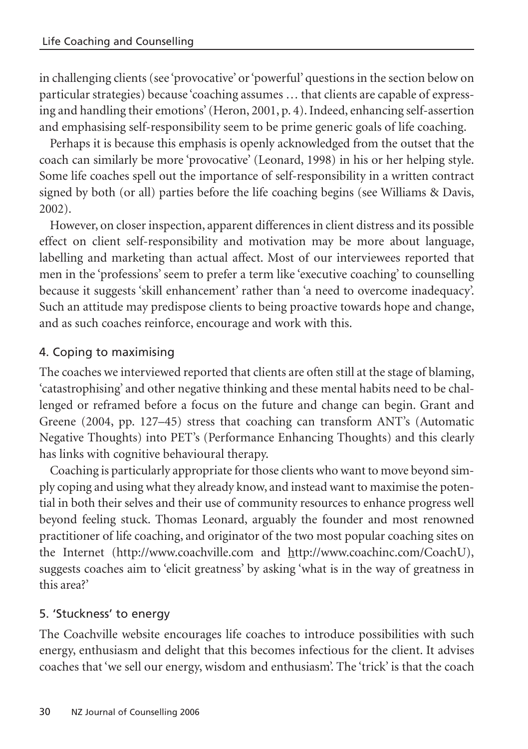in challenging clients (see 'provocative' or 'powerful' questions in the section below on particular strategies) because 'coaching assumes … that clients are capable of expressing and handling their emotions' (Heron, 2001, p. 4). Indeed, enhancing self-assertion and emphasising self-responsibility seem to be prime generic goals of life coaching.

Perhaps it is because this emphasis is openly acknowledged from the outset that the coach can similarly be more 'provocative' (Leonard, 1998) in his or her helping style. Some life coaches spell out the importance of self-responsibility in a written contract signed by both (or all) parties before the life coaching begins (see Williams & Davis, 2002).

However, on closer inspection, apparent differences in client distress and its possible effect on client self-responsibility and motivation may be more about language, labelling and marketing than actual affect. Most of our interviewees reported that men in the 'professions' seem to prefer a term like 'executive coaching' to counselling because it suggests 'skill enhancement' rather than 'a need to overcome inadequacy'. Such an attitude may predispose clients to being proactive towards hope and change, and as such coaches reinforce, encourage and work with this.

### 4. Coping to maximising

The coaches we interviewed reported that clients are often still at the stage of blaming, 'catastrophising' and other negative thinking and these mental habits need to be challenged or reframed before a focus on the future and change can begin. Grant and Greene (2004, pp. 127–45) stress that coaching can transform ANT's (Automatic Negative Thoughts) into PET's (Performance Enhancing Thoughts) and this clearly has links with cognitive behavioural therapy.

Coaching is particularly appropriate for those clients who want to move beyond simply coping and using what they already know, and instead want to maximise the potential in both their selves and their use of community resources to enhance progress well beyond feeling stuck. Thomas Leonard, arguably the founder and most renowned practitioner of life coaching, and originator of the two most popular coaching sites on the Internet (http://www.coachville.com and http://www.coachinc.com/CoachU), suggests coaches aim to 'elicit greatness' by asking 'what is in the way of greatness in this area?'

### 5. 'Stuckness' to energy

The Coachville website encourages life coaches to introduce possibilities with such energy, enthusiasm and delight that this becomes infectious for the client. It advises coaches that 'we sell our energy, wisdom and enthusiasm'. The 'trick' is that the coach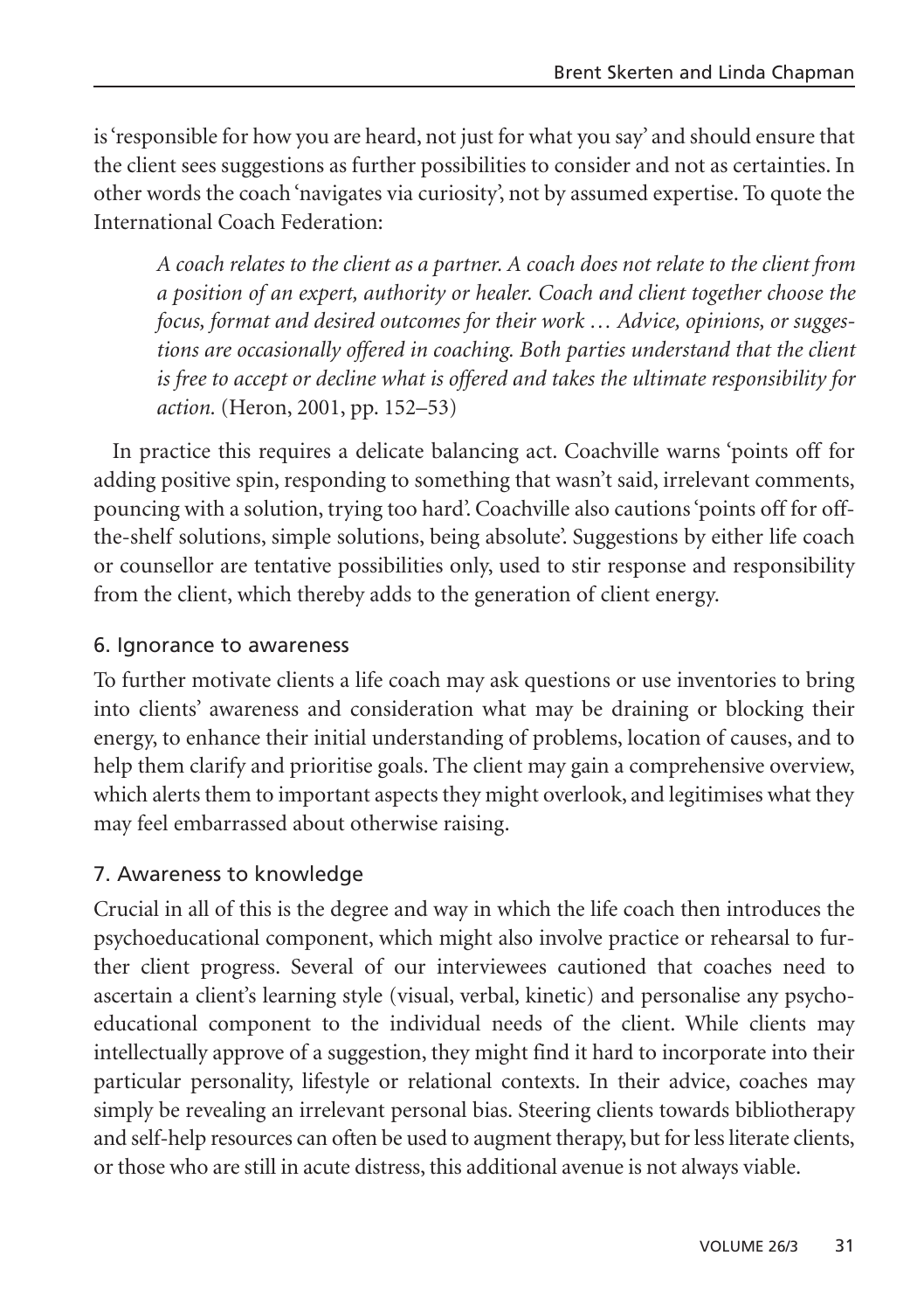is 'responsible for how you are heard, not just for what you say' and should ensure that the client sees suggestions as further possibilities to consider and not as certainties. In other words the coach 'navigates via curiosity', not by assumed expertise. To quote the International Coach Federation:

> *A coach relates to the client as a partner. A coach does not relate to the client from a position of an expert, authority or healer. Coach and client together choose the focus, format and desired outcomes for their work … Advice, opinions, or suggestions are occasionally offered in coaching. Both parties understand that the client is free to accept or decline what is offered and takes the ultimate responsibility for action.* (Heron, 2001, pp. 152–53)

In practice this requires a delicate balancing act. Coachville warns 'points off for adding positive spin, responding to something that wasn't said, irrelevant comments, pouncing with a solution, trying too hard'. Coachville also cautions 'points off for off-the-shelf solutions, simple solutions, being absolute'. Suggestions by either life coach or counsellor are tentative possibilities only, used to stir response and responsibility from the client, which thereby adds to the generation of client energy.

### 6. Ignorance to awareness

To further motivate clients a life coach may ask questions or use inventories to bring into clients' awareness and consideration what may be draining or blocking their energy, to enhance their initial understanding of problems, location of causes, and to help them clarify and prioritise goals. The client may gain a comprehensive overview, which alerts them to important aspects they might overlook, and legitimises what they may feel embarrassed about otherwise raising.

### 7. Awareness to knowledge

Crucial in all of this is the degree and way in which the life coach then introduces the psychoeducational component, which might also involve practice or rehearsal to further client progress. Several of our interviewees cautioned that coaches need to ascertain a client's learning style (visual, verbal, kinetic) and personalise any psychoeducational component to the individual needs of the client. While clients may intellectually approve of a suggestion, they might find it hard to incorporate into their particular personality, lifestyle or relational contexts. In their advice, coaches may simply be revealing an irrelevant personal bias. Steering clients towards bibliotherapy and self-help resources can often be used to augment therapy, but for less literate clients, or those who are still in acute distress, this additional avenue is not always viable.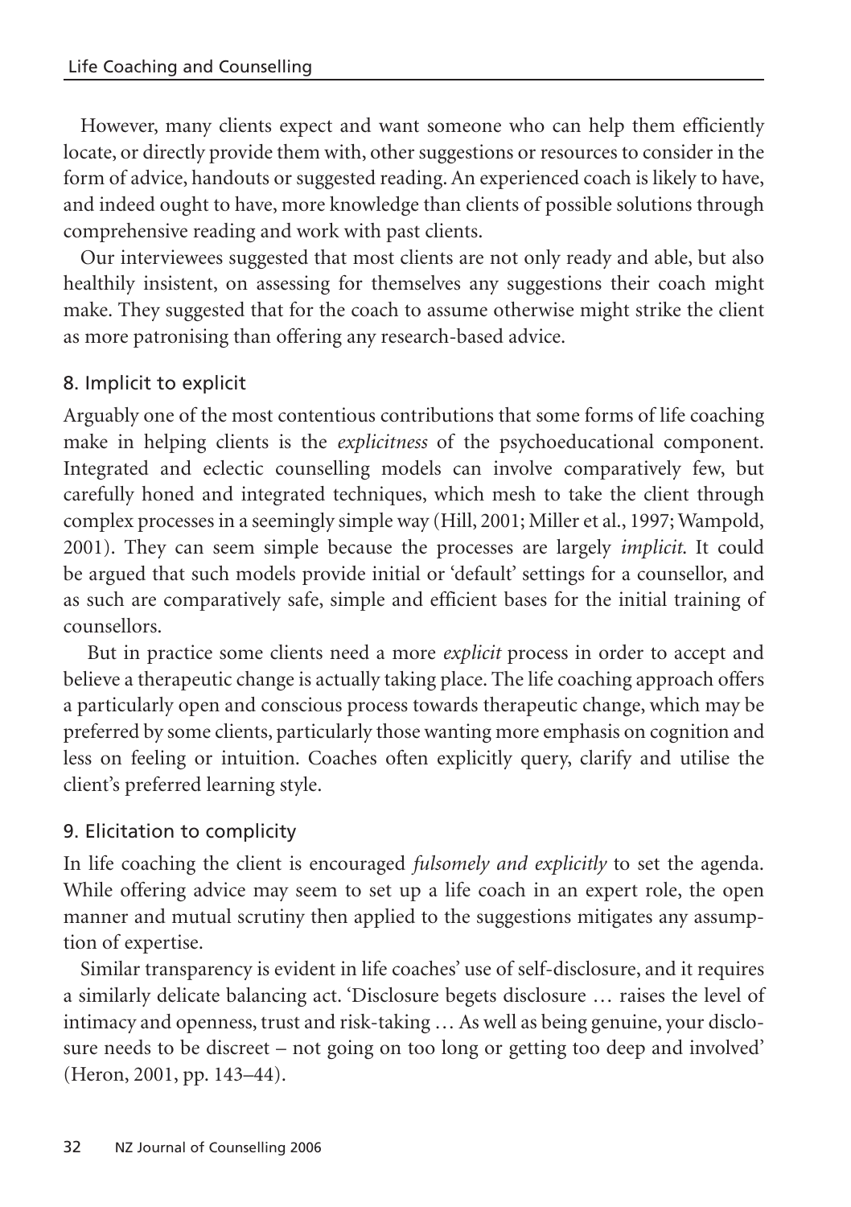However, many clients expect and want someone who can help them efficiently locate, or directly provide them with, other suggestions or resources to consider in the form of advice, handouts or suggested reading. An experienced coach is likely to have, and indeed ought to have, more knowledge than clients of possible solutions through comprehensive reading and work with past clients.

Our interviewees suggested that most clients are not only ready and able, but also healthily insistent, on assessing for themselves any suggestions their coach might make. They suggested that for the coach to assume otherwise might strike the client as more patronising than offering any research-based advice.

### 8. Implicit to explicit

Arguably one of the most contentious contributions that some forms of life coaching make in helping clients is the *explicitness* of the psychoeducational component. Integrated and eclectic counselling models can involve comparatively few, but carefully honed and integrated techniques, which mesh to take the client through complex processes in a seemingly simple way (Hill, 2001; Miller et al., 1997; Wampold, 2001). They can seem simple because the processes are largely *implicit*. It could be argued that such models provide initial or 'default' settings for a counsellor, and as such are comparatively safe, simple and efficient bases for the initial training of counsellors.

But in practice some clients need a more *explicit* process in order to accept and believe a therapeutic change is actually taking place. The life coaching approach offers a particularly open and conscious process towards therapeutic change, which may be preferred by some clients, particularly those wanting more emphasis on cognition and less on feeling or intuition. Coaches often explicitly query, clarify and utilise the client's preferred learning style.

### 9. Elicitation to complicity

In life coaching the client is encouraged *fulsomely and explicitly* to set the agenda. While offering advice may seem to set up a life coach in an expert role, the open manner and mutual scrutiny then applied to the suggestions mitigates any assumption of expertise.

Similar transparency is evident in life coaches' use of self-disclosure, and it requires a similarly delicate balancing act. 'Disclosure begets disclosure … raises the level of intimacy and openness, trust and risk-taking … As well as being genuine, your disclosure needs to be discreet – not going on too long or getting too deep and involved' (Heron, 2001, pp. 143–44).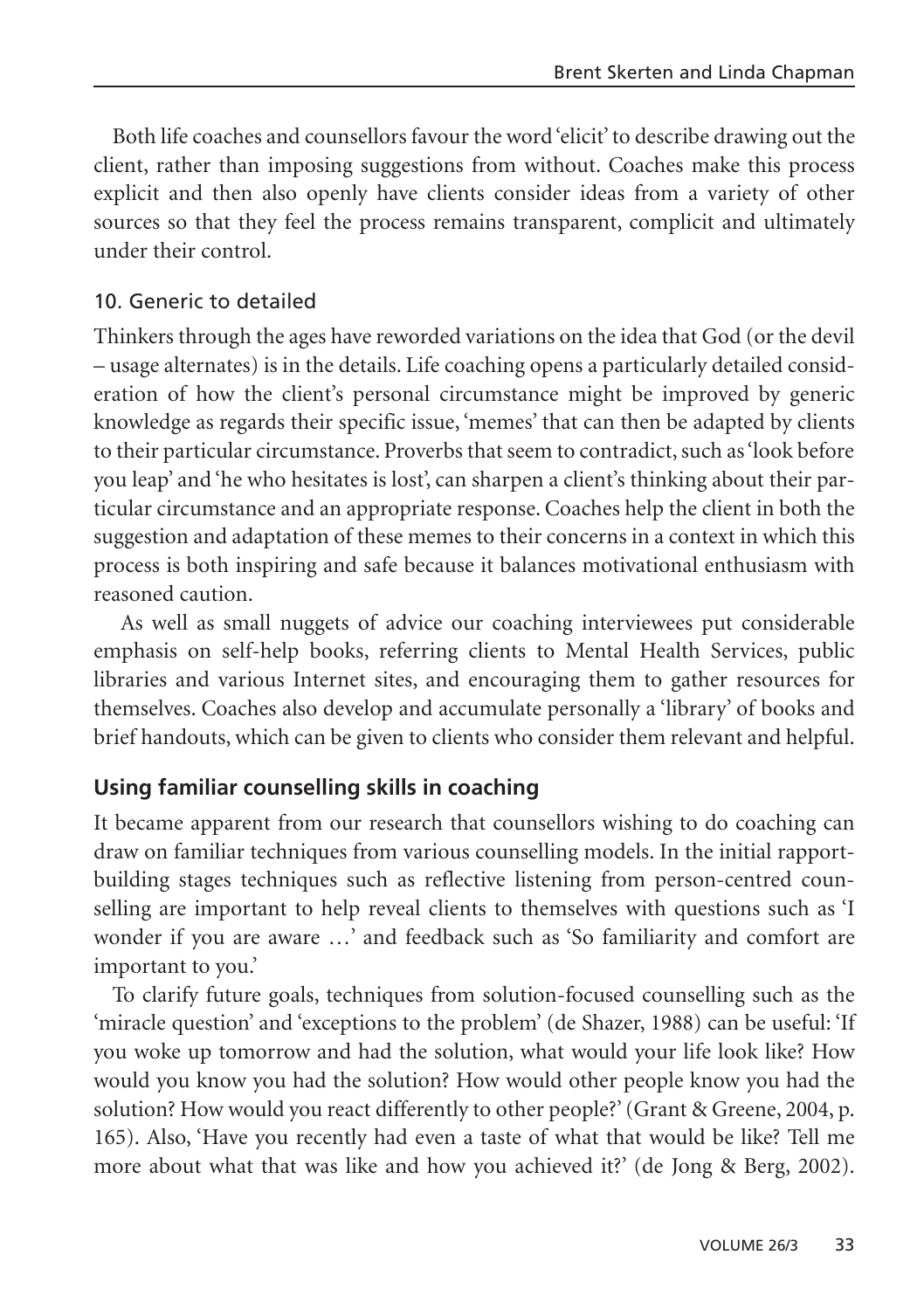Both life coaches and counsellors favour the word 'elicit' to describe drawing out the client, rather than imposing suggestions from without. Coaches make this process explicit and then also openly have clients consider ideas from a variety of other sources so that they feel the process remains transparent, complicit and ultimately under their control.

### 10. Generic to detailed

Thinkers through the ages have reworded variations on the idea that God (or the devil – usage alternates) is in the details. Life coaching opens a particularly detailed consideration of how the client's personal circumstance might be improved by generic knowledge as regards their specific issue, 'memes' that can then be adapted by clients to their particular circumstance. Proverbs that seem to contradict, such as 'look before you leap' and 'he who hesitates is lost', can sharpen a client's thinking about their particular circumstance and an appropriate response. Coaches help the client in both the suggestion and adaptation of these memes to their concerns in a context in which this process is both inspiring and safe because it balances motivational enthusiasm with reasoned caution.

As well as small nuggets of advice our coaching interviewees put considerable emphasis on self-help books, referring clients to Mental Health Services, public libraries and various Internet sites, and encouraging them to gather resources for themselves. Coaches also develop and accumulate personally a 'library' of books and brief handouts, which can be given to clients who consider them relevant and helpful.

## Using familiar counselling skills in coaching

It became apparent from our research that counsellors wishing to do coaching can draw on familiar techniques from various counselling models. In the initial rapport-building stages techniques such as reflective listening from person-centred counselling are important to help reveal clients to themselves with questions such as 'I wonder if you are aware …' and feedback such as 'So familiarity and comfort are important to you.'

To clarify future goals, techniques from solution-focused counselling such as the 'miracle question' and 'exceptions to the problem' (de Shazer, 1988) can be useful: 'If you woke up tomorrow and had the solution, what would your life look like? How would you know you had the solution? How would other people know you had the solution? How would you react differently to other people?' (Grant & Greene, 2004, p. 165). Also, 'Have you recently had even a taste of what that would be like? Tell me more about what that was like and how you achieved it?' (de Jong & Berg, 2002).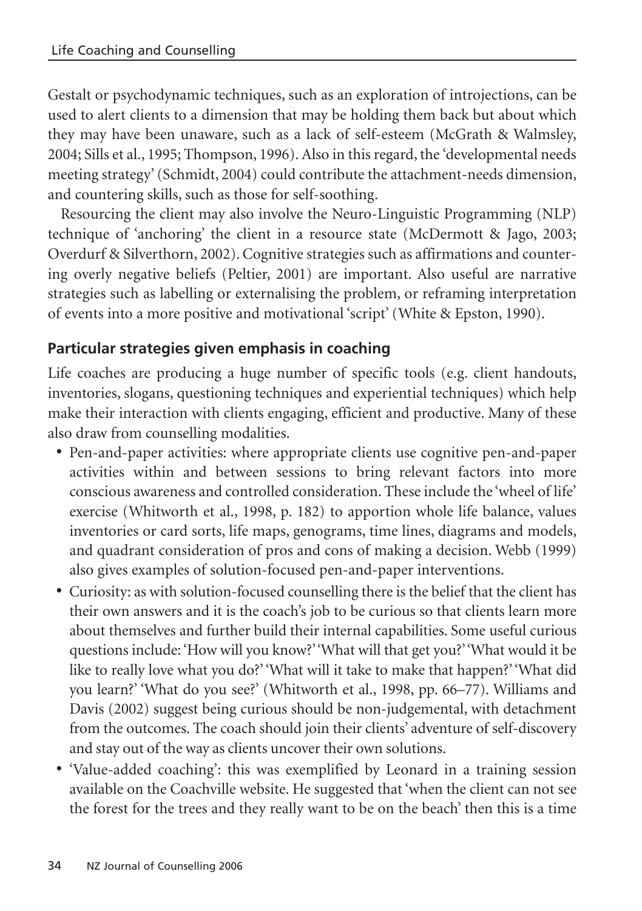Gestalt or psychodynamic techniques, such as an exploration of introjections, can be used to alert clients to a dimension that may be holding them back but about which they may have been unaware, such as a lack of self-esteem (McGrath & Walmsley, 2004; Sills et al., 1995; Thompson, 1996). Also in this regard, the 'developmental needs meeting strategy' (Schmidt, 2004) could contribute the attachment-needs dimension, and countering skills, such as those for self-soothing.

Resourcing the client may also involve the Neuro-Linguistic Programming (NLP) technique of 'anchoring' the client in a resource state (McDermott & Jago, 2003; Overdurf & Silverthorn, 2002). Cognitive strategies such as affirmations and countering overly negative beliefs (Peltier, 2001) are important. Also useful are narrative strategies such as labelling or externalising the problem, or reframing interpretation of events into a more positive and motivational 'script' (White & Epston, 1990).

## Particular strategies given emphasis in coaching

Life coaches are producing a huge number of specific tools (e.g. client handouts, inventories, slogans, questioning techniques and experiential techniques) which help make their interaction with clients engaging, efficient and productive. Many of these also draw from counselling modalities.

- Pen-and-paper activities: where appropriate clients use cognitive pen-and-paper activities within and between sessions to bring relevant factors into more conscious awareness and controlled consideration. These include the 'wheel of life' exercise (Whitworth et al., 1998, p. 182) to apportion whole life balance, values inventories or card sorts, life maps, genograms, time lines, diagrams and models, and quadrant consideration of pros and cons of making a decision. Webb (1999) also gives examples of solution-focused pen-and-paper interventions.
- Curiosity: as with solution-focused counselling there is the belief that the client has their own answers and it is the coach's job to be curious so that clients learn more about themselves and further build their internal capabilities. Some useful curious questions include: 'How will you know?' 'What will that get you?' 'What would it be like to really love what you do?' 'What will it take to make that happen?' 'What did you learn?' 'What do you see?' (Whitworth et al., 1998, pp. 66–77). Williams and Davis (2002) suggest being curious should be non-judgemental, with detachment from the outcomes. The coach should join their clients' adventure of self-discovery and stay out of the way as clients uncover their own solutions.
- 'Value-added coaching': this was exemplified by Leonard in a training session available on the Coachville website. He suggested that 'when the client can not see the forest for the trees and they really want to be on the beach' then this is a time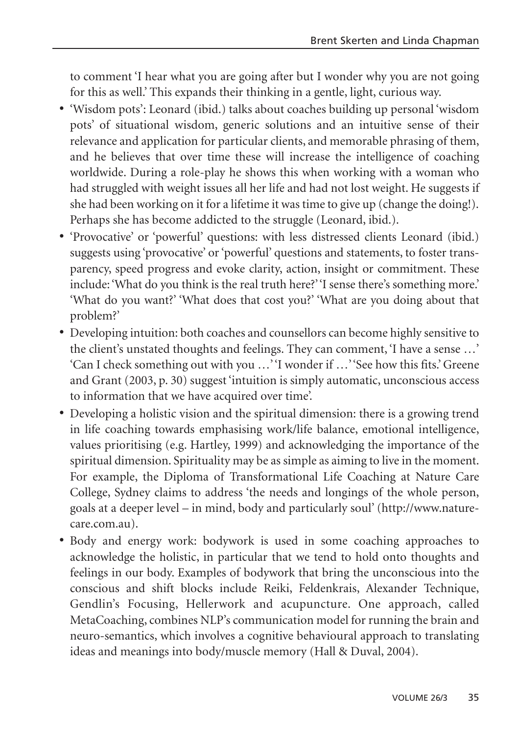to comment 'I hear what you are going after but I wonder why you are not going for this as well.' This expands their thinking in a gentle, light, curious way.

- 'Wisdom pots': Leonard (ibid.) talks about coaches building up personal 'wisdom pots' of situational wisdom, generic solutions and an intuitive sense of their relevance and application for particular clients, and memorable phrasing of them, and he believes that over time these will increase the intelligence of coaching worldwide. During a role-play he shows this when working with a woman who had struggled with weight issues all her life and had not lost weight. He suggests if she had been working on it for a lifetime it was time to give up (change the doing!). Perhaps she has become addicted to the struggle (Leonard, ibid.).
- 'Provocative' or 'powerful' questions: with less distressed clients Leonard (ibid.) suggests using 'provocative' or 'powerful' questions and statements, to foster transparency, speed progress and evoke clarity, action, insight or commitment. These include: 'What do you think is the real truth here?' 'I sense there's something more.' 'What do you want?' 'What does that cost you?' 'What are you doing about that problem?'
- Developing intuition: both coaches and counsellors can become highly sensitive to the client's unstated thoughts and feelings. They can comment, 'I have a sense …' 'Can I check something out with you …' 'I wonder if …' 'See how this fits.' Greene and Grant (2003, p. 30) suggest 'intuition is simply automatic, unconscious access to information that we have acquired over time'.
- Developing a holistic vision and the spiritual dimension: there is a growing trend in life coaching towards emphasising work/life balance, emotional intelligence, values prioritising (e.g. Hartley, 1999) and acknowledging the importance of the spiritual dimension. Spirituality may be as simple as aiming to live in the moment. For example, the Diploma of Transformational Life Coaching at Nature Care College, Sydney claims to address 'the needs and longings of the whole person, goals at a deeper level – in mind, body and particularly soul' (http://www.naturecare.com.au).
- Body and energy work: bodywork is used in some coaching approaches to acknowledge the holistic, in particular that we tend to hold onto thoughts and feelings in our body. Examples of bodywork that bring the unconscious into the conscious and shift blocks include Reiki, Feldenkrais, Alexander Technique, Gendlin's Focusing, Hellerwork and acupuncture. One approach, called MetaCoaching, combines NLP's communication model for running the brain and neuro-semantics, which involves a cognitive behavioural approach to translating ideas and meanings into body/muscle memory (Hall & Duval, 2004).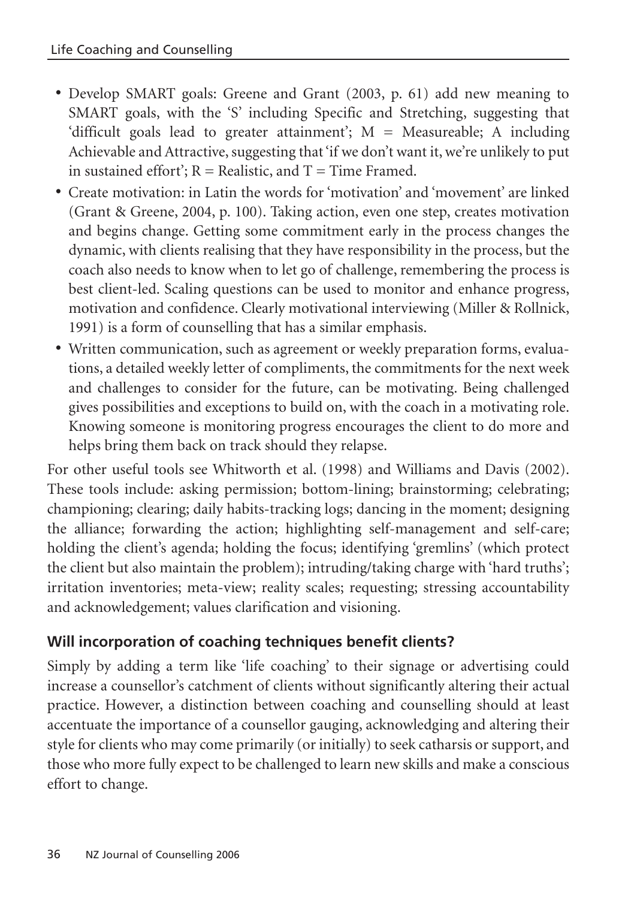- Develop SMART goals: Greene and Grant (2003, p. 61) add new meaning to SMART goals, with the 'S' including Specific and Stretching, suggesting that 'difficult goals lead to greater attainment'; M = Measureable; A including Achievable and Attractive, suggesting that 'if we don't want it, we're unlikely to put in sustained effort'; R = Realistic, and T = Time Framed.
- Create motivation: in Latin the words for 'motivation' and 'movement' are linked (Grant & Greene, 2004, p. 100). Taking action, even one step, creates motivation and begins change. Getting some commitment early in the process changes the dynamic, with clients realising that they have responsibility in the process, but the coach also needs to know when to let go of challenge, remembering the process is best client-led. Scaling questions can be used to monitor and enhance progress, motivation and confidence. Clearly motivational interviewing (Miller & Rollnick, 1991) is a form of counselling that has a similar emphasis.
- Written communication, such as agreement or weekly preparation forms, evaluations, a detailed weekly letter of compliments, the commitments for the next week and challenges to consider for the future, can be motivating. Being challenged gives possibilities and exceptions to build on, with the coach in a motivating role. Knowing someone is monitoring progress encourages the client to do more and helps bring them back on track should they relapse.

For other useful tools see Whitworth et al. (1998) and Williams and Davis (2002). These tools include: asking permission; bottom-lining; brainstorming; celebrating; championing; clearing; daily habits-tracking logs; dancing in the moment; designing the alliance; forwarding the action; highlighting self-management and self-care; holding the client's agenda; holding the focus; identifying 'gremlins' (which protect the client but also maintain the problem); intruding/taking charge with 'hard truths'; irritation inventories; meta-view; reality scales; requesting; stressing accountability and acknowledgement; values clarification and visioning.

## Will incorporation of coaching techniques benefit clients?

Simply by adding a term like 'life coaching' to their signage or advertising could increase a counsellor's catchment of clients without significantly altering their actual practice. However, a distinction between coaching and counselling should at least accentuate the importance of a counsellor gauging, acknowledging and altering their style for clients who may come primarily (or initially) to seek catharsis or support, and those who more fully expect to be challenged to learn new skills and make a conscious effort to change.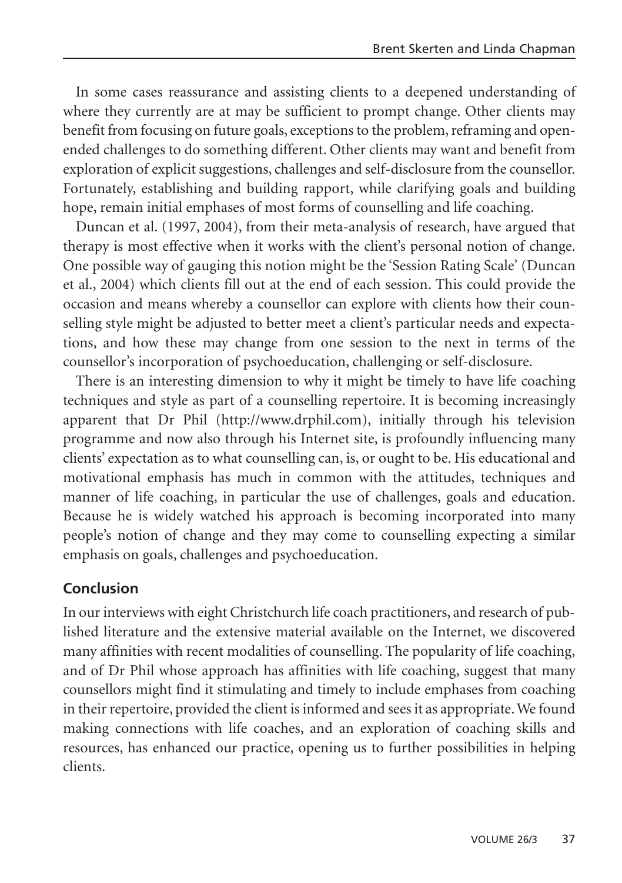In some cases reassurance and assisting clients to a deepened understanding of where they currently are at may be sufficient to prompt change. Other clients may benefit from focusing on future goals, exceptions to the problem, reframing and open-ended challenges to do something different. Other clients may want and benefit from exploration of explicit suggestions, challenges and self-disclosure from the counsellor. Fortunately, establishing and building rapport, while clarifying goals and building hope, remain initial emphases of most forms of counselling and life coaching.

Duncan et al. (1997, 2004), from their meta-analysis of research, have argued that therapy is most effective when it works with the client's personal notion of change. One possible way of gauging this notion might be the 'Session Rating Scale' (Duncan et al., 2004) which clients fill out at the end of each session. This could provide the occasion and means whereby a counsellor can explore with clients how their counselling style might be adjusted to better meet a client's particular needs and expectations, and how these may change from one session to the next in terms of the counsellor's incorporation of psychoeducation, challenging or self-disclosure.

There is an interesting dimension to why it might be timely to have life coaching techniques and style as part of a counselling repertoire. It is becoming increasingly apparent that Dr Phil (http://www.drphil.com), initially through his television programme and now also through his Internet site, is profoundly influencing many clients' expectation as to what counselling can, is, or ought to be. His educational and motivational emphasis has much in common with the attitudes, techniques and manner of life coaching, in particular the use of challenges, goals and education. Because he is widely watched his approach is becoming incorporated into many people's notion of change and they may come to counselling expecting a similar emphasis on goals, challenges and psychoeducation.

## Conclusion

In our interviews with eight Christchurch life coach practitioners, and research of published literature and the extensive material available on the Internet, we discovered many affinities with recent modalities of counselling. The popularity of life coaching, and of Dr Phil whose approach has affinities with life coaching, suggest that many counsellors might find it stimulating and timely to include emphases from coaching in their repertoire, provided the client is informed and sees it as appropriate. We found making connections with life coaches, and an exploration of coaching skills and resources, has enhanced our practice, opening us to further possibilities in helping clients.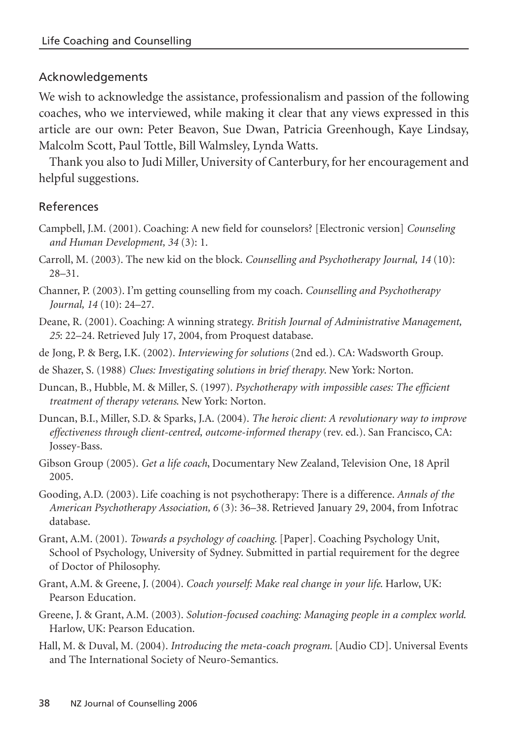## Acknowledgements

We wish to acknowledge the assistance, professionalism and passion of the following coaches, who we interviewed, while making it clear that any views expressed in this article are our own: Peter Beavon, Sue Dwan, Patricia Greenhough, Kaye Lindsay, Malcolm Scott, Paul Tottle, Bill Walmsley, Lynda Watts.

Thank you also to Judi Miller, University of Canterbury, for her encouragement and helpful suggestions.

## References

Campbell, J.M. (2001). Coaching: A new field for counselors? [Electronic version] *Counseling and Human Development, 34* (3): 1.

Carroll, M. (2003). The new kid on the block. *Counselling and Psychotherapy Journal, 14* (10): 28–31.

Channer, P. (2003). I'm getting counselling from my coach. *Counselling and Psychotherapy Journal, 14* (10): 24–27.

Deane, R. (2001). Coaching: A winning strategy. *British Journal of Administrative Management, 25*: 22–24. Retrieved July 17, 2004, from Proquest database.

de Jong, P. & Berg, I.K. (2002). *Interviewing for solutions* (2nd ed.). CA: Wadsworth Group.

de Shazer, S. (1988) *Clues: Investigating solutions in brief therapy*. New York: Norton.

Duncan, B., Hubble, M. & Miller, S. (1997). *Psychotherapy with impossible cases: The efficient treatment of therapy veterans.* New York: Norton.

Duncan, B.I., Miller, S.D. & Sparks, J.A. (2004). *The heroic client: A revolutionary way to improve effectiveness through client-centred, outcome-informed therapy* (rev. ed.). San Francisco, CA: Jossey-Bass.

Gibson Group (2005). *Get a life coach*, Documentary New Zealand, Television One, 18 April 2005.

Gooding, A.D. (2003). Life coaching is not psychotherapy: There is a difference. *Annals of the American Psychotherapy Association, 6* (3): 36–38. Retrieved January 29, 2004, from Infotrac database.

Grant, A.M. (2001). *Towards a psychology of coaching.* [Paper]. Coaching Psychology Unit, School of Psychology, University of Sydney. Submitted in partial requirement for the degree of Doctor of Philosophy.

Grant, A.M. & Greene, J. (2004). *Coach yourself: Make real change in your life.* Harlow, UK: Pearson Education.

Greene, J. & Grant, A.M. (2003). *Solution-focused coaching: Managing people in a complex world.* Harlow, UK: Pearson Education.

Hall, M. & Duval, M. (2004). *Introducing the meta-coach program.* [Audio CD]. Universal Events and The International Society of Neuro-Semantics.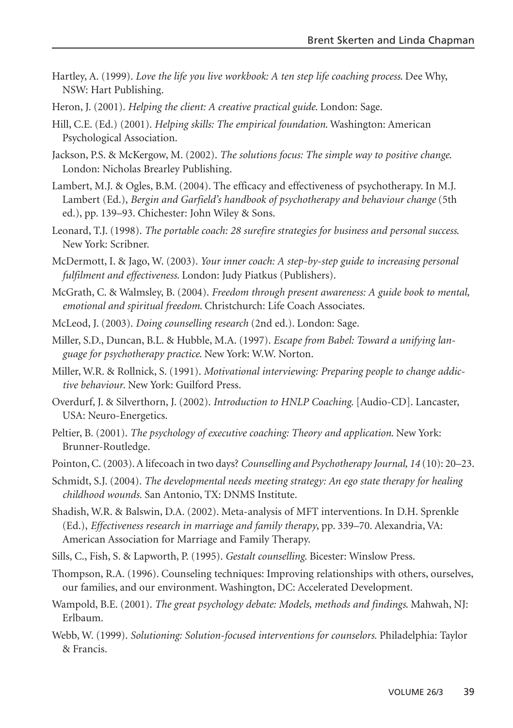Hartley, A. (1999). *Love the life you live workbook: A ten step life coaching process.* Dee Why, NSW: Hart Publishing.

Heron, J. (2001). *Helping the client: A creative practical guide.* London: Sage.

Hill, C.E. (Ed.) (2001). *Helping skills: The empirical foundation.* Washington: American Psychological Association.

Jackson, P.S. & McKergow, M. (2002). *The solutions focus: The simple way to positive change.* London: Nicholas Brearley Publishing.

Lambert, M.J. & Ogles, B.M. (2004). The efficacy and effectiveness of psychotherapy. In M.J. Lambert (Ed.), *Bergin and Garfield's handbook of psychotherapy and behaviour change* (5th ed.), pp. 139–93. Chichester: John Wiley & Sons.

Leonard, T.J. (1998). *The portable coach: 28 surefire strategies for business and personal success.* New York: Scribner.

McDermott, I. & Jago, W. (2003). *Your inner coach: A step-by-step guide to increasing personal fulfilment and effectiveness.* London: Judy Piatkus (Publishers).

McGrath, C. & Walmsley, B. (2004). *Freedom through present awareness: A guide book to mental, emotional and spiritual freedom.* Christchurch: Life Coach Associates.

McLeod, J. (2003). *Doing counselling research* (2nd ed.). London: Sage.

Miller, S.D., Duncan, B.L. & Hubble, M.A. (1997). *Escape from Babel: Toward a unifying language for psychotherapy practice.* New York: W.W. Norton.

Miller, W.R. & Rollnick, S. (1991). *Motivational interviewing: Preparing people to change addictive behaviour.* New York: Guilford Press.

Overdurf, J. & Silverthorn, J. (2002). *Introduction to HNLP Coaching.* [Audio-CD]. Lancaster, USA: Neuro-Energetics.

Peltier, B. (2001). *The psychology of executive coaching: Theory and application.* New York: Brunner-Routledge.

Pointon, C. (2003). A lifecoach in two days? *Counselling and Psychotherapy Journal, 14* (10): 20–23.

Schmidt, S.J. (2004). *The developmental needs meeting strategy: An ego state therapy for healing childhood wounds.* San Antonio, TX: DNMS Institute.

Shadish, W.R. & Balswin, D.A. (2002). Meta-analysis of MFT interventions. In D.H. Sprenkle (Ed.), *Effectiveness research in marriage and family therapy*, pp. 339–70. Alexandria, VA: American Association for Marriage and Family Therapy.

Sills, C., Fish, S. & Lapworth, P. (1995). *Gestalt counselling.* Bicester: Winslow Press.

Thompson, R.A. (1996). Counseling techniques: Improving relationships with others, ourselves, our families, and our environment. Washington, DC: Accelerated Development.

Wampold, B.E. (2001). *The great psychology debate: Models, methods and findings.* Mahwah, NJ: Erlbaum.

Webb, W. (1999). *Solutioning: Solution-focused interventions for counselors.* Philadelphia: Taylor & Francis.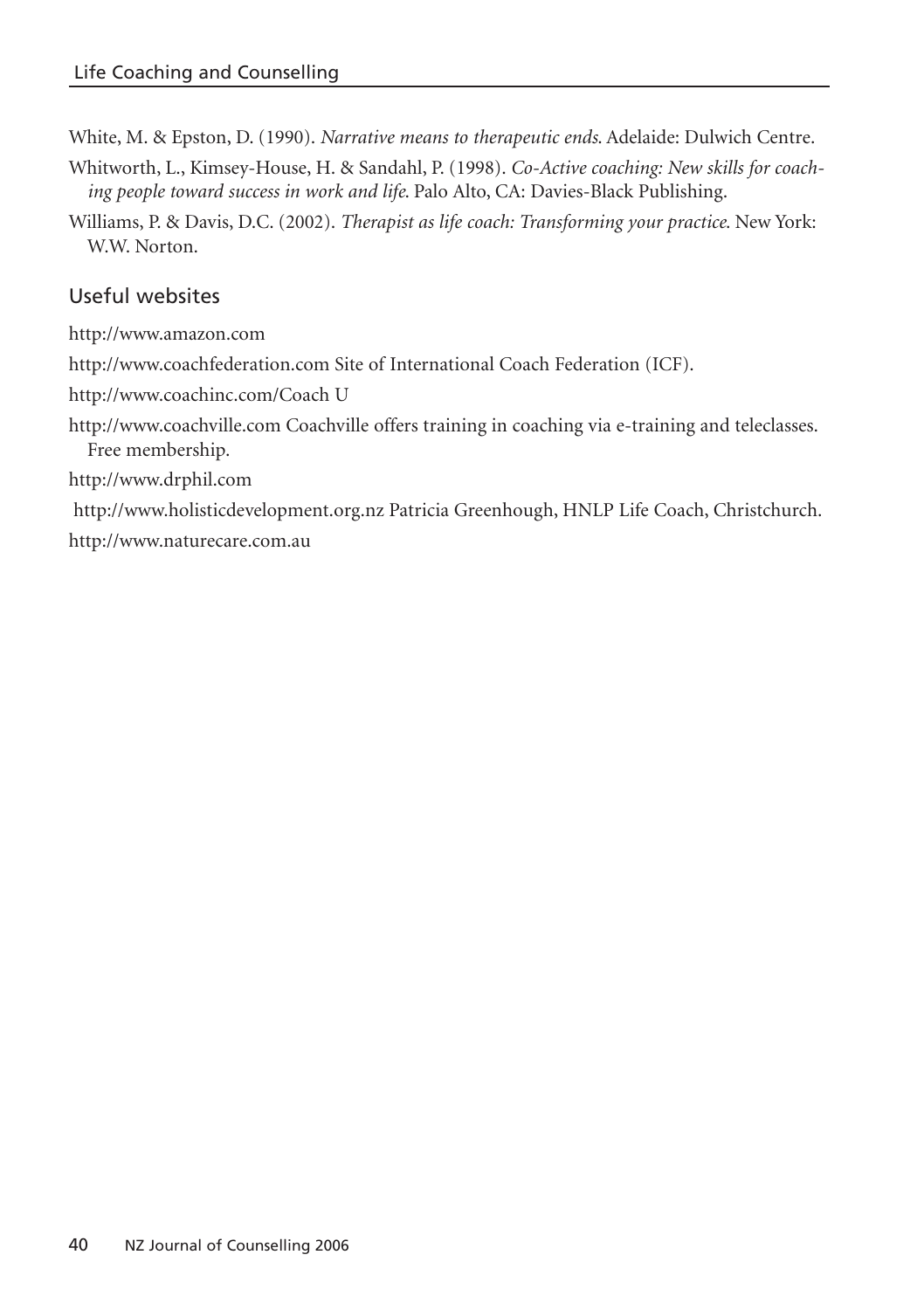White, M. & Epston, D. (1990). *Narrative means to therapeutic ends.* Adelaide: Dulwich Centre.

Whitworth, L., Kimsey-House, H. & Sandahl, P. (1998). *Co-Active coaching: New skills for coaching people toward success in work and life.* Palo Alto, CA: Davies-Black Publishing.

Williams, P. & Davis, D.C. (2002). *Therapist as life coach: Transforming your practice.* New York: W.W. Norton.

## Useful websites

http://www.amazon.com

http://www.coachfederation.com Site of International Coach Federation (ICF).

http://www.coachinc.com/Coach U

http://www.coachville.com Coachville offers training in coaching via e-training and teleclasses. Free membership.

http://www.drphil.com

http://www.holisticdevelopment.org.nz Patricia Greenhough, HNLP Life Coach, Christchurch.

http://www.naturecare.com.au